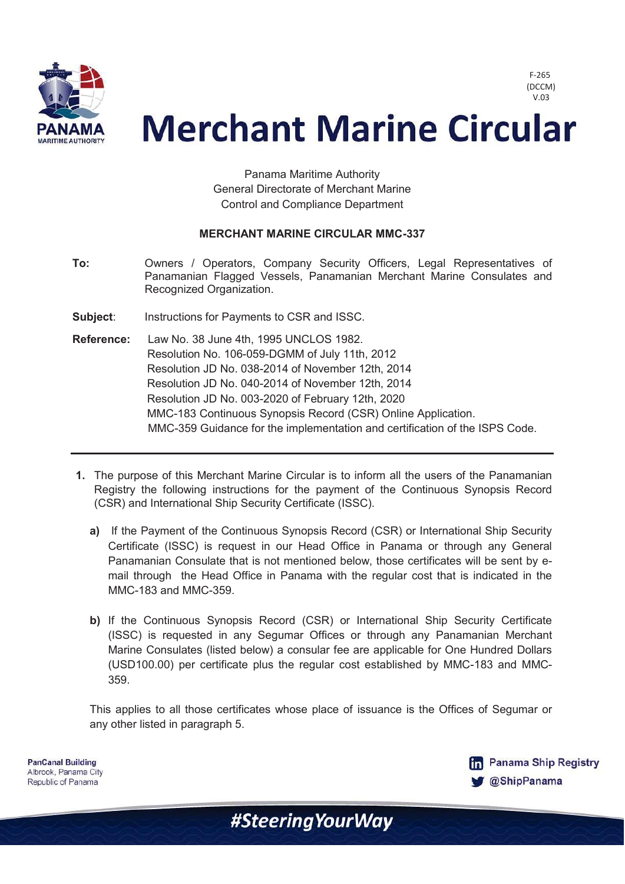F-265
(DCCM)
V.03

# Merchant Marine Circular

Panama Maritime Authority
General Directorate of Merchant Marine
Control and Compliance Department

**MERCHANT MARINE CIRCULAR MMC-337**

**To:** Owners / Operators, Company Security Officers, Legal Representatives of Panamanian Flagged Vessels, Panamanian Merchant Marine Consulates and Recognized Organization.

**Subject**: Instructions for Payments to CSR and ISSC.

**Reference:** Law No. 38 June 4th, 1995 UNCLOS 1982.
Resolution No. 106-059-DGMM of July 11th, 2012
Resolution JD No. 038-2014 of November 12th, 2014
Resolution JD No. 040-2014 of November 12th, 2014
Resolution JD No. 003-2020 of February 12th, 2020
MMC-183 Continuous Synopsis Record (CSR) Online Application.
MMC-359 Guidance for the implementation and certification of the ISPS Code.

---

**1.** The purpose of this Merchant Marine Circular is to inform all the users of the Panamanian Registry the following instructions for the payment of the Continuous Synopsis Record (CSR) and International Ship Security Certificate (ISSC).

**a)** If the Payment of the Continuous Synopsis Record (CSR) or International Ship Security Certificate (ISSC) is request in our Head Office in Panama or through any General Panamanian Consulate that is not mentioned below, those certificates will be sent by e-mail through the Head Office in Panama with the regular cost that is indicated in the MMC-183 and MMC-359.

**b)** If the Continuous Synopsis Record (CSR) or International Ship Security Certificate (ISSC) is requested in any Segumar Offices or through any Panamanian Merchant Marine Consulates (listed below) a consular fee are applicable for One Hundred Dollars (USD100.00) per certificate plus the regular cost established by MMC-183 and MMC-359.

This applies to all those certificates whose place of issuance is the Offices of Segumar or any other listed in paragraph 5.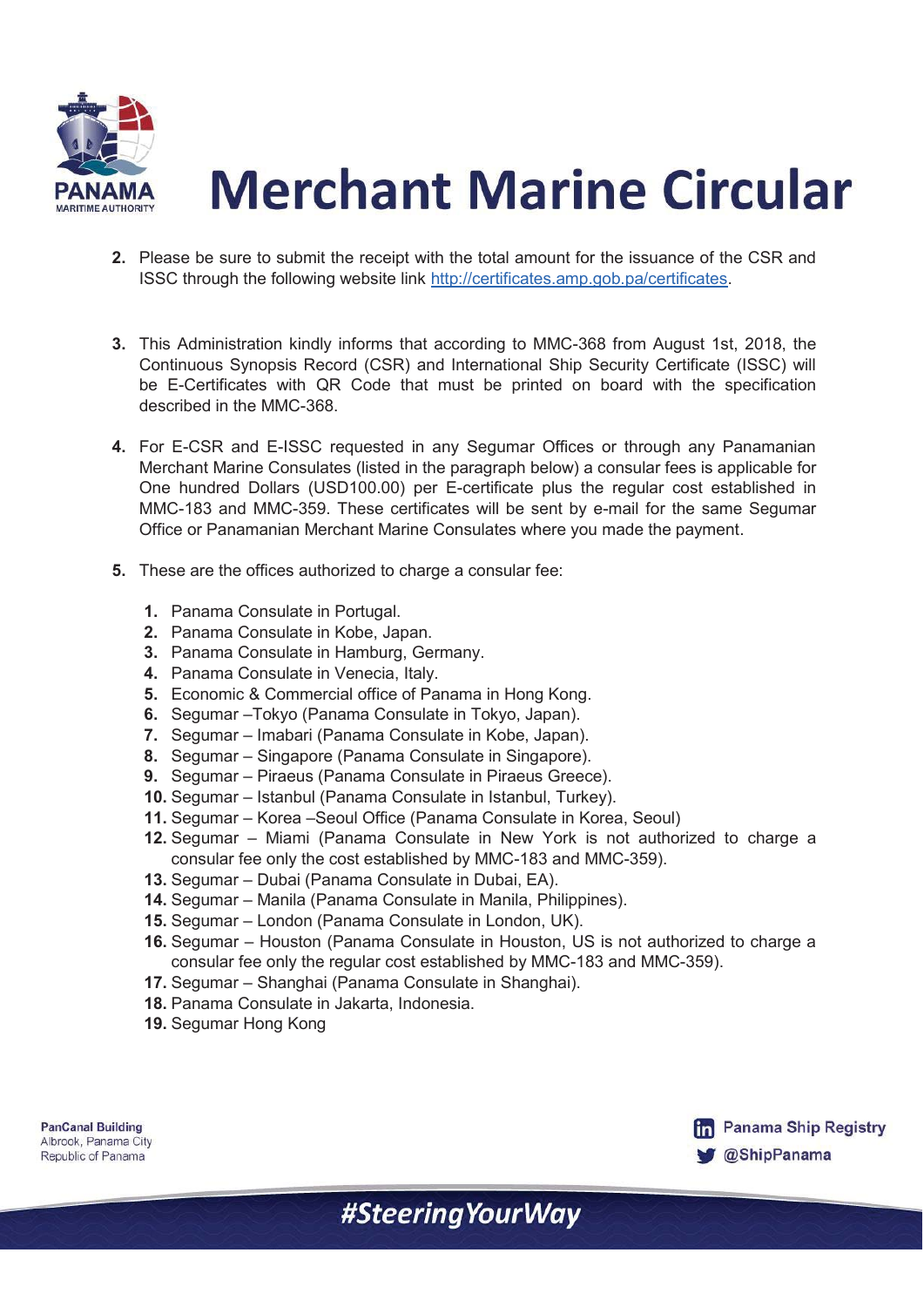2. Please be sure to submit the receipt with the total amount for the issuance of the CSR and ISSC through the following website link [http://certificates.amp.gob.pa/certificates](http://certificates.amp.gob.pa/certificates).

3. This Administration kindly informs that according to MMC-368 from August 1st, 2018, the Continuous Synopsis Record (CSR) and International Ship Security Certificate (ISSC) will be E-Certificates with QR Code that must be printed on board with the specification described in the MMC-368.

4. For E-CSR and E-ISSC requested in any Segumar Offices or through any Panamanian Merchant Marine Consulates (listed in the paragraph below) a consular fees is applicable for One hundred Dollars (USD100.00) per E-certificate plus the regular cost established in MMC-183 and MMC-359. These certificates will be sent by e-mail for the same Segumar Office or Panamanian Merchant Marine Consulates where you made the payment.

5. These are the offices authorized to charge a consular fee:

    1. Panama Consulate in Portugal.
    2. Panama Consulate in Kobe, Japan.
    3. Panama Consulate in Hamburg, Germany.
    4. Panama Consulate in Venecia, Italy.
    5. Economic & Commercial office of Panama in Hong Kong.
    6. Segumar –Tokyo (Panama Consulate in Tokyo, Japan).
    7. Segumar – Imabari (Panama Consulate in Kobe, Japan).
    8. Segumar – Singapore (Panama Consulate in Singapore).
    9. Segumar – Piraeus (Panama Consulate in Piraeus Greece).
    10. Segumar – Istanbul (Panama Consulate in Istanbul, Turkey).
    11. Segumar – Korea –Seoul Office (Panama Consulate in Korea, Seoul)
    12. Segumar – Miami (Panama Consulate in New York is not authorized to charge a consular fee only the cost established by MMC-183 and MMC-359).
    13. Segumar – Dubai (Panama Consulate in Dubai, EA).
    14. Segumar – Manila (Panama Consulate in Manila, Philippines).
    15. Segumar – London (Panama Consulate in London, UK).
    16. Segumar – Houston (Panama Consulate in Houston, US is not authorized to charge a consular fee only the regular cost established by MMC-183 and MMC-359).
    17. Segumar – Shanghai (Panama Consulate in Shanghai).
    18. Panama Consulate in Jakarta, Indonesia.
    19. Segumar Hong Kong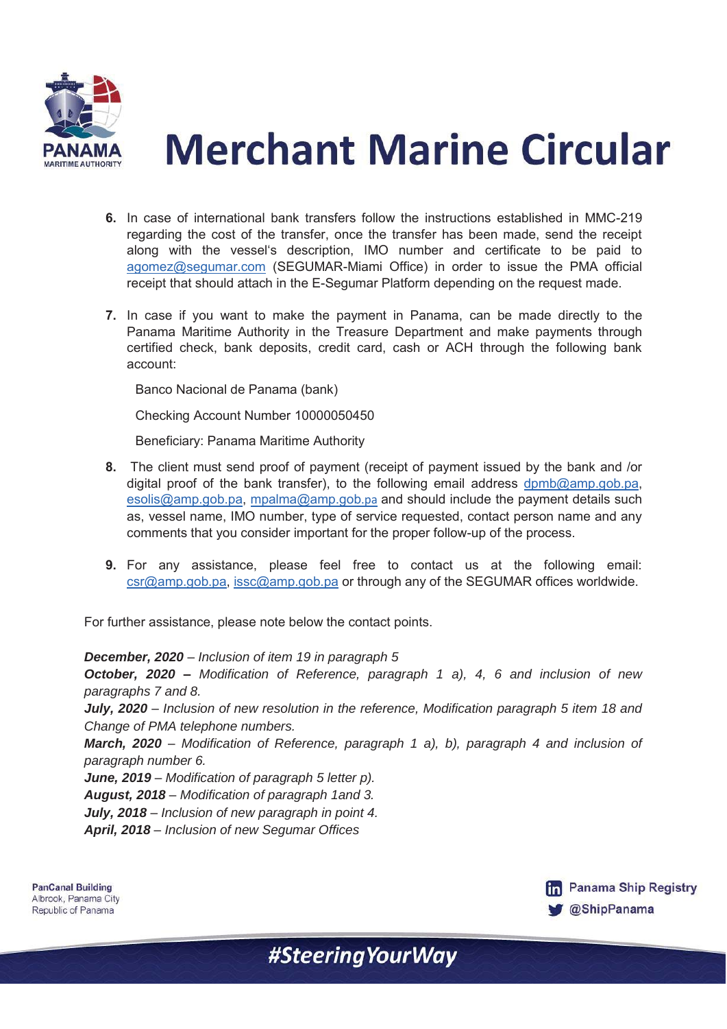6. In case of international bank transfers follow the instructions established in MMC-219 regarding the cost of the transfer, once the transfer has been made, send the receipt along with the vessel's description, IMO number and certificate to be paid to agomez@segumar.com (SEGUMAR-Miami Office) in order to issue the PMA official receipt that should attach in the E-Segumar Platform depending on the request made.

7. In case if you want to make the payment in Panama, can be made directly to the Panama Maritime Authority in the Treasure Department and make payments through certified check, bank deposits, credit card, cash or ACH through the following bank account:

   Banco Nacional de Panama (bank)

   Checking Account Number 10000050450

   Beneficiary: Panama Maritime Authority

8. The client must send proof of payment (receipt of payment issued by the bank and /or digital proof of the bank transfer), to the following email address dpmb@amp.gob.pa, esolis@amp.gob.pa, mpalma@amp.gob.pa and should include the payment details such as, vessel name, IMO number, type of service requested, contact person name and any comments that you consider important for the proper follow-up of the process.

9. For any assistance, please feel free to contact us at the following email: csr@amp.gob.pa, issc@amp.gob.pa or through any of the SEGUMAR offices worldwide.

For further assistance, please note below the contact points.

***December, 2020*** *– Inclusion of item 19 in paragraph 5*
***October, 2020 –*** *Modification of Reference, paragraph 1 a), 4, 6 and inclusion of new paragraphs 7 and 8.*
***July, 2020*** *– Inclusion of new resolution in the reference, Modification paragraph 5 item 18 and Change of PMA telephone numbers.*
***March, 2020*** *– Modification of Reference, paragraph 1 a), b), paragraph 4 and inclusion of paragraph number 6.*
***June, 2019*** *– Modification of paragraph 5 letter p).*
***August, 2018*** *– Modification of paragraph 1and 3.*
***July, 2018*** *– Inclusion of new paragraph in point 4.*
***April, 2018*** *– Inclusion of new Segumar Offices*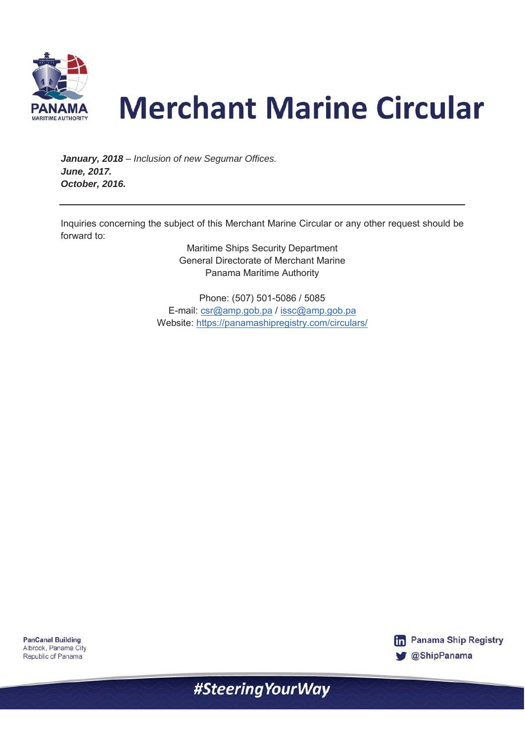# Merchant Marine Circular

***January, 2018*** *– Inclusion of new Segumar Offices.*
***June, 2017.***
***October, 2016.***

---

Inquiries concerning the subject of this Merchant Marine Circular or any other request should be forward to:

Maritime Ships Security Department
General Directorate of Merchant Marine
Panama Maritime Authority

Phone: (507) 501-5086 / 5085
E-mail: csr@amp.gob.pa / issc@amp.gob.pa
Website: https://panamashipregistry.com/circulars/